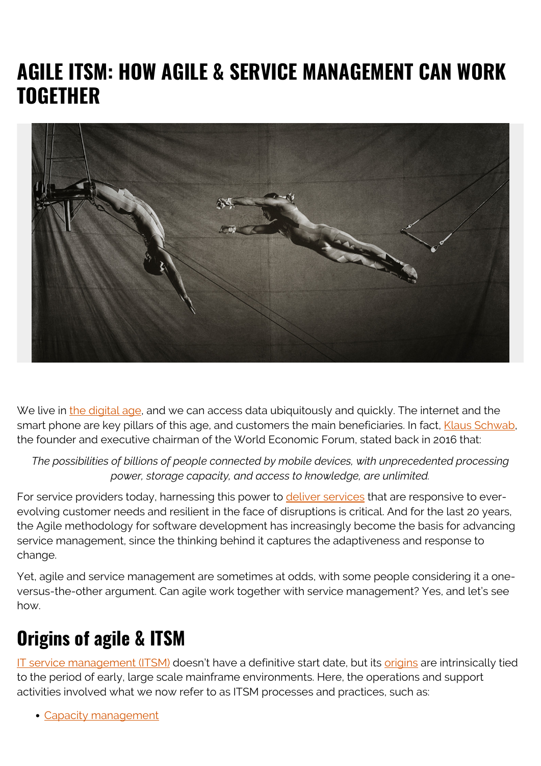# AGILE ITSM: HOW AGILE & SERVICE MANAGEMENT CAN WORK TOGETHER

We live in the digital age, and we can access data ubiquitously and quickly. The internet and the smart phone are key pillars of this age, and customers the main beneficiaries. In fact, Klaus Schwab, the founder and executive chairman of the World Economic Forum, stated back in 2016 that:

> *The possibilities of billions of people connected by mobile devices, with unprecedented processing power, storage capacity, and access to knowledge, are unlimited.*

For service providers today, harnessing this power to deliver services that are responsive to ever-evolving customer needs and resilient in the face of disruptions is critical. And for the last 20 years, the Agile methodology for software development has increasingly become the basis for advancing service management, since the thinking behind it captures the adaptiveness and response to change.

Yet, agile and service management are sometimes at odds, with some people considering it a one-versus-the-other argument. Can agile work together with service management? Yes, and let's see how.

## Origins of agile & ITSM

IT service management (ITSM) doesn't have a definitive start date, but its origins are intrinsically tied to the period of early, large scale mainframe environments. Here, the operations and support activities involved what we now refer to as ITSM processes and practices, such as:

- Capacity management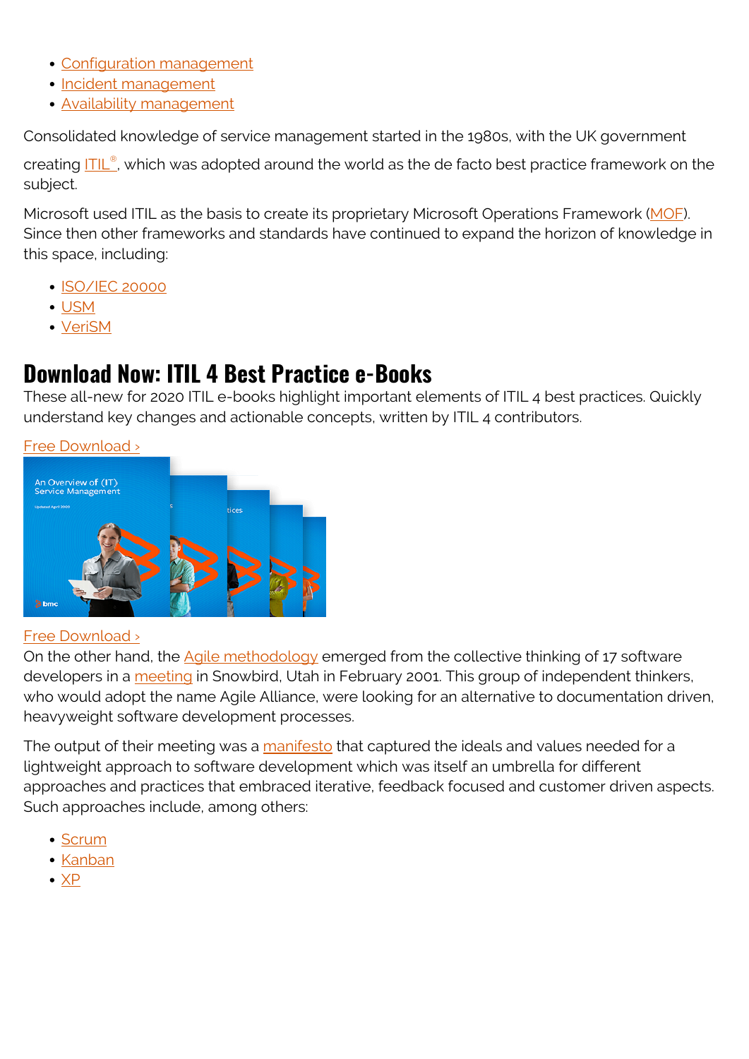- Configuration management
- Incident management
- Availability management

Consolidated knowledge of service management started in the 1980s, with the UK government creating ITIL®, which was adopted around the world as the de facto best practice framework on the subject.

Microsoft used ITIL as the basis to create its proprietary Microsoft Operations Framework (MOF). Since then other frameworks and standards have continued to expand the horizon of knowledge in this space, including:

- ISO/IEC 20000
- USM
- VeriSM

## Download Now: ITIL 4 Best Practice e-Books

These all-new for 2020 ITIL e-books highlight important elements of ITIL 4 best practices. Quickly understand key changes and actionable concepts, written by ITIL 4 contributors.

Free Download ›

Free Download ›

On the other hand, the Agile methodology emerged from the collective thinking of 17 software developers in a meeting in Snowbird, Utah in February 2001. This group of independent thinkers, who would adopt the name Agile Alliance, were looking for an alternative to documentation driven, heavyweight software development processes.

The output of their meeting was a manifesto that captured the ideals and values needed for a lightweight approach to software development which was itself an umbrella for different approaches and practices that embraced iterative, feedback focused and customer driven aspects. Such approaches include, among others:

- Scrum
- Kanban
- XP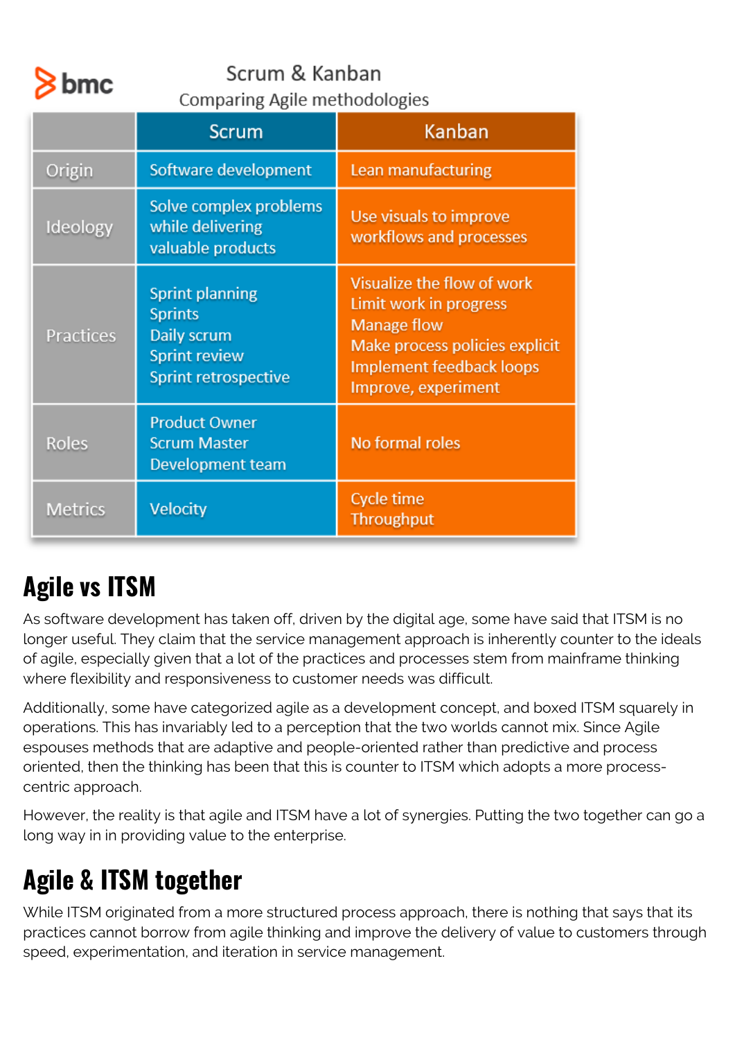bmc

Scrum & Kanban
Comparing Agile methodologies

| | Scrum | Kanban |
|---|---|---|
| Origin | Software development | Lean manufacturing |
| Ideology | Solve complex problems while delivering valuable products | Use visuals to improve workflows and processes |
| Practices | Sprint planning<br>Sprints<br>Daily scrum<br>Sprint review<br>Sprint retrospective | Visualize the flow of work<br>Limit work in progress<br>Manage flow<br>Make process policies explicit<br>Implement feedback loops<br>Improve, experiment |
| Roles | Product Owner<br>Scrum Master<br>Development team | No formal roles |
| Metrics | Velocity | Cycle time<br>Throughput |

## Agile vs ITSM

As software development has taken off, driven by the digital age, some have said that ITSM is no longer useful. They claim that the service management approach is inherently counter to the ideals of agile, especially given that a lot of the practices and processes stem from mainframe thinking where flexibility and responsiveness to customer needs was difficult.

Additionally, some have categorized agile as a development concept, and boxed ITSM squarely in operations. This has invariably led to a perception that the two worlds cannot mix. Since Agile espouses methods that are adaptive and people-oriented rather than predictive and process oriented, then the thinking has been that this is counter to ITSM which adopts a more process-centric approach.

However, the reality is that agile and ITSM have a lot of synergies. Putting the two together can go a long way in in providing value to the enterprise.

## Agile & ITSM together

While ITSM originated from a more structured process approach, there is nothing that says that its practices cannot borrow from agile thinking and improve the delivery of value to customers through speed, experimentation, and iteration in service management.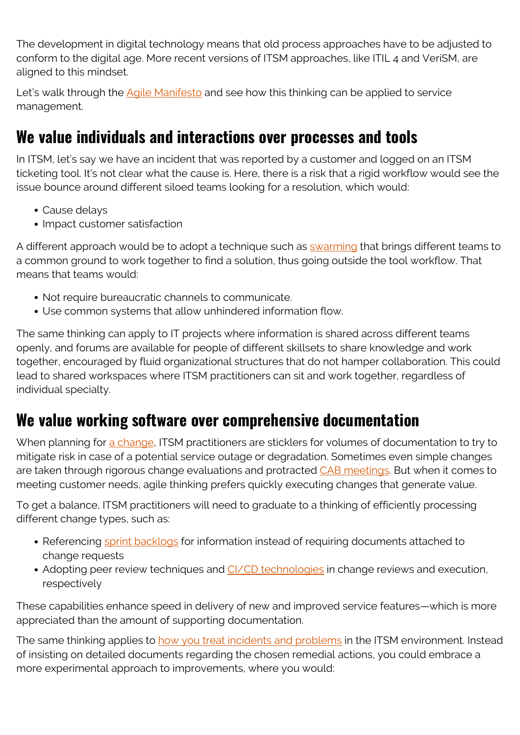The development in digital technology means that old process approaches have to be adjusted to conform to the digital age. More recent versions of ITSM approaches, like ITIL 4 and VeriSM, are aligned to this mindset.

Let's walk through the Agile Manifesto and see how this thinking can be applied to service management.

## We value individuals and interactions over processes and tools

In ITSM, let's say we have an incident that was reported by a customer and logged on an ITSM ticketing tool. It's not clear what the cause is. Here, there is a risk that a rigid workflow would see the issue bounce around different siloed teams looking for a resolution, which would:

- Cause delays
- Impact customer satisfaction

A different approach would be to adopt a technique such as swarming that brings different teams to a common ground to work together to find a solution, thus going outside the tool workflow. That means that teams would:

- Not require bureaucratic channels to communicate.
- Use common systems that allow unhindered information flow.

The same thinking can apply to IT projects where information is shared across different teams openly, and forums are available for people of different skillsets to share knowledge and work together, encouraged by fluid organizational structures that do not hamper collaboration. This could lead to shared workspaces where ITSM practitioners can sit and work together, regardless of individual specialty.

## We value working software over comprehensive documentation

When planning for a change, ITSM practitioners are sticklers for volumes of documentation to try to mitigate risk in case of a potential service outage or degradation. Sometimes even simple changes are taken through rigorous change evaluations and protracted CAB meetings. But when it comes to meeting customer needs, agile thinking prefers quickly executing changes that generate value.

To get a balance, ITSM practitioners will need to graduate to a thinking of efficiently processing different change types, such as:

- Referencing sprint backlogs for information instead of requiring documents attached to change requests
- Adopting peer review techniques and CI/CD technologies in change reviews and execution, respectively

These capabilities enhance speed in delivery of new and improved service features—which is more appreciated than the amount of supporting documentation.

The same thinking applies to how you treat incidents and problems in the ITSM environment. Instead of insisting on detailed documents regarding the chosen remedial actions, you could embrace a more experimental approach to improvements, where you would: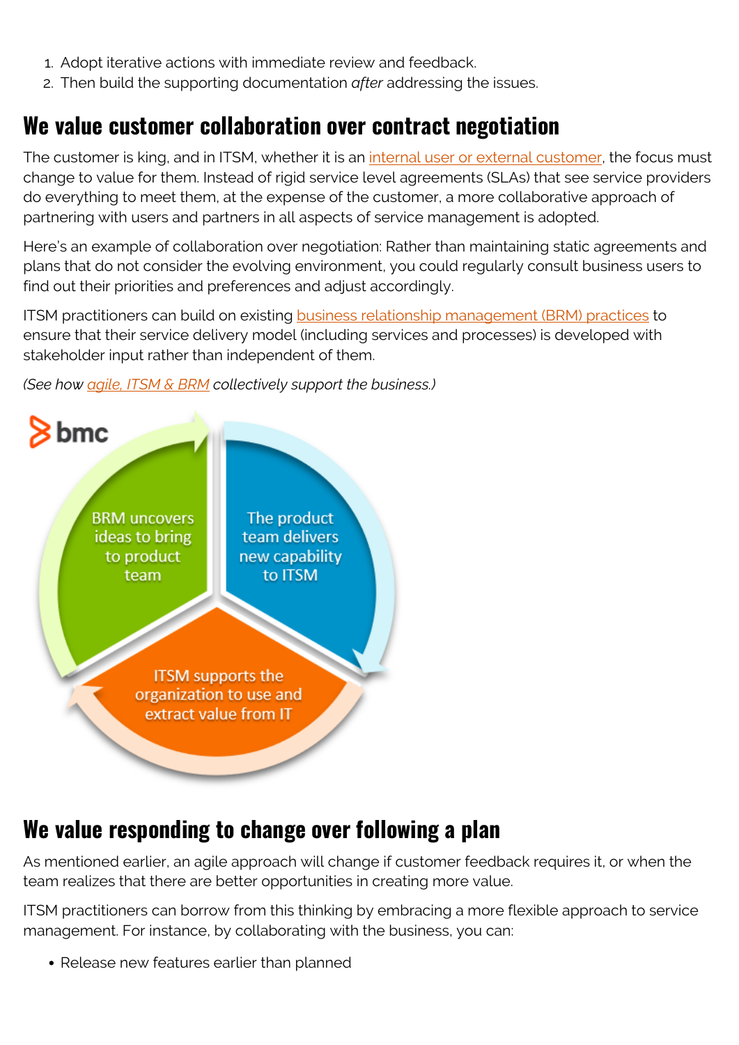1. Adopt iterative actions with immediate review and feedback.
2. Then build the supporting documentation *after* addressing the issues.

## We value customer collaboration over contract negotiation

The customer is king, and in ITSM, whether it is an internal user or external customer, the focus must change to value for them. Instead of rigid service level agreements (SLAs) that see service providers do everything to meet them, at the expense of the customer, a more collaborative approach of partnering with users and partners in all aspects of service management is adopted.

Here's an example of collaboration over negotiation: Rather than maintaining static agreements and plans that do not consider the evolving environment, you could regularly consult business users to find out their priorities and preferences and adjust accordingly.

ITSM practitioners can build on existing business relationship management (BRM) practices to ensure that their service delivery model (including services and processes) is developed with stakeholder input rather than independent of them.

*(See how agile, ITSM & BRM collectively support the business.)*

BRM uncovers ideas to bring to product team

The product team delivers new capability to ITSM

ITSM supports the organization to use and extract value from IT

## We value responding to change over following a plan

As mentioned earlier, an agile approach will change if customer feedback requires it, or when the team realizes that there are better opportunities in creating more value.

ITSM practitioners can borrow from this thinking by embracing a more flexible approach to service management. For instance, by collaborating with the business, you can:

- Release new features earlier than planned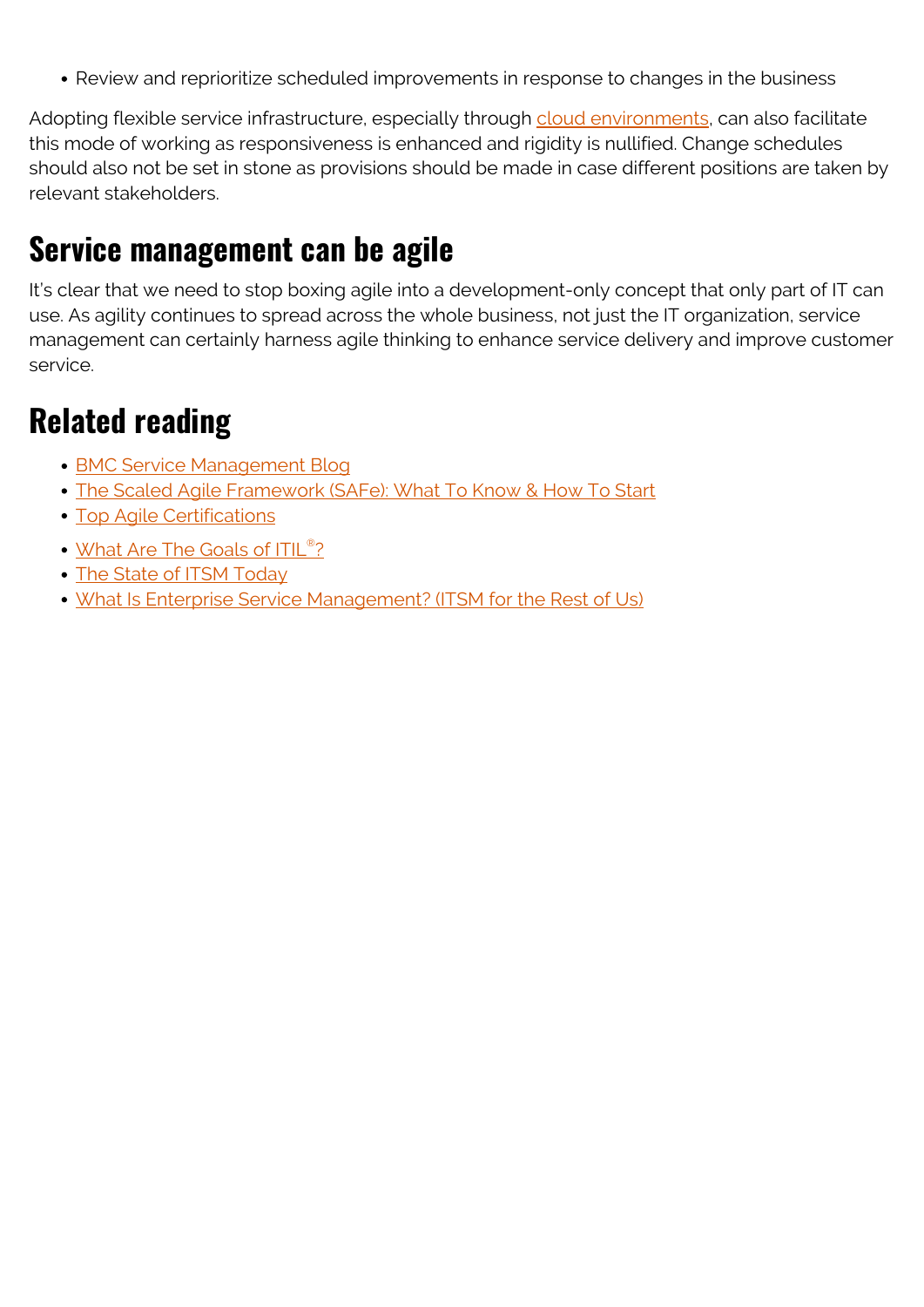- Review and reprioritize scheduled improvements in response to changes in the business

Adopting flexible service infrastructure, especially through cloud environments, can also facilitate this mode of working as responsiveness is enhanced and rigidity is nullified. Change schedules should also not be set in stone as provisions should be made in case different positions are taken by relevant stakeholders.

## Service management can be agile

It's clear that we need to stop boxing agile into a development-only concept that only part of IT can use. As agility continues to spread across the whole business, not just the IT organization, service management can certainly harness agile thinking to enhance service delivery and improve customer service.

## Related reading

- BMC Service Management Blog
- The Scaled Agile Framework (SAFe): What To Know & How To Start
- Top Agile Certifications
- What Are The Goals of ITIL®?
- The State of ITSM Today
- What Is Enterprise Service Management? (ITSM for the Rest of Us)